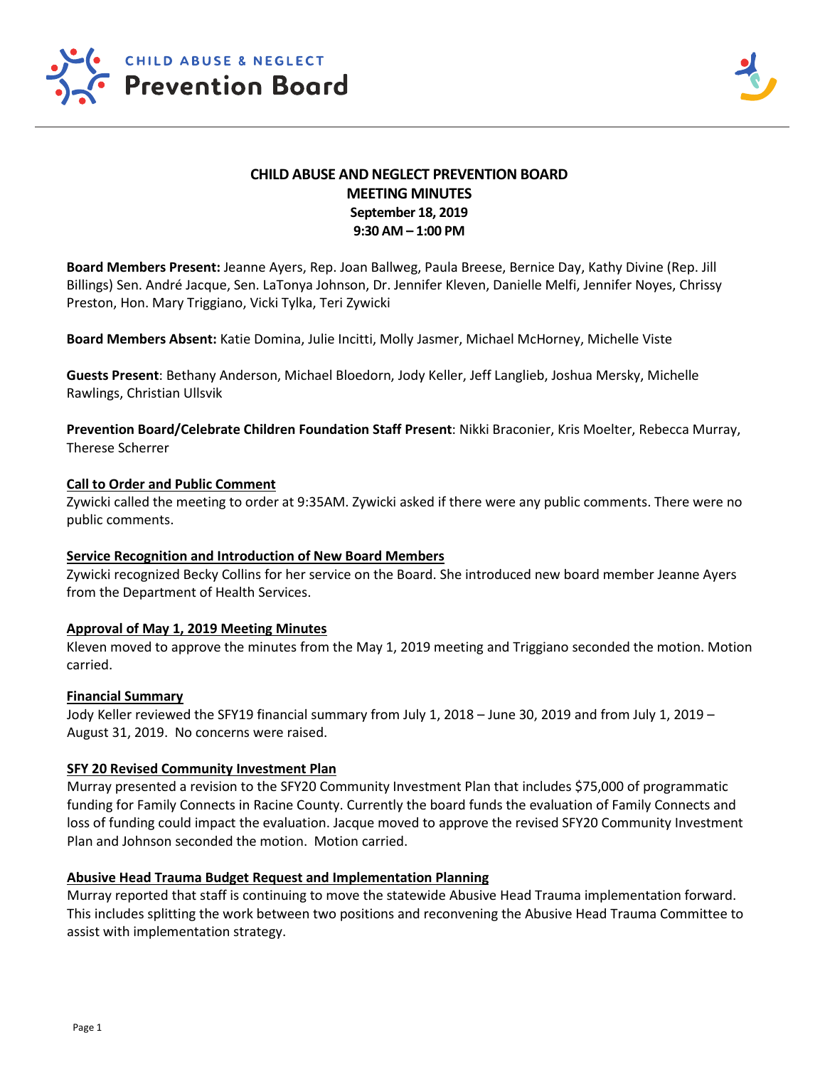CHILD ABUSE & NEGLECT
Prevention Board

# CHILD ABUSE AND NEGLECT PREVENTION BOARD
## MEETING MINUTES
**September 18, 2019**
**9:30 AM – 1:00 PM**

**Board Members Present:** Jeanne Ayers, Rep. Joan Ballweg, Paula Breese, Bernice Day, Kathy Divine (Rep. Jill Billings) Sen. André Jacque, Sen. LaTonya Johnson, Dr. Jennifer Kleven, Danielle Melfi, Jennifer Noyes, Chrissy Preston, Hon. Mary Triggiano, Vicki Tylka, Teri Zywicki

**Board Members Absent:** Katie Domina, Julie Incitti, Molly Jasmer, Michael McHorney, Michelle Viste

**Guests Present**: Bethany Anderson, Michael Bloedorn, Jody Keller, Jeff Langlieb, Joshua Mersky, Michelle Rawlings, Christian Ullsvik

**Prevention Board/Celebrate Children Foundation Staff Present**: Nikki Braconier, Kris Moelter, Rebecca Murray, Therese Scherrer

**Call to Order and Public Comment**

Zywicki called the meeting to order at 9:35AM. Zywicki asked if there were any public comments. There were no public comments.

**Service Recognition and Introduction of New Board Members**

Zywicki recognized Becky Collins for her service on the Board. She introduced new board member Jeanne Ayers from the Department of Health Services.

**Approval of May 1, 2019 Meeting Minutes**

Kleven moved to approve the minutes from the May 1, 2019 meeting and Triggiano seconded the motion. Motion carried.

**Financial Summary**

Jody Keller reviewed the SFY19 financial summary from July 1, 2018 – June 30, 2019 and from July 1, 2019 – August 31, 2019. No concerns were raised.

**SFY 20 Revised Community Investment Plan**

Murray presented a revision to the SFY20 Community Investment Plan that includes $75,000 of programmatic funding for Family Connects in Racine County. Currently the board funds the evaluation of Family Connects and loss of funding could impact the evaluation. Jacque moved to approve the revised SFY20 Community Investment Plan and Johnson seconded the motion. Motion carried.

**Abusive Head Trauma Budget Request and Implementation Planning**

Murray reported that staff is continuing to move the statewide Abusive Head Trauma implementation forward. This includes splitting the work between two positions and reconvening the Abusive Head Trauma Committee to assist with implementation strategy.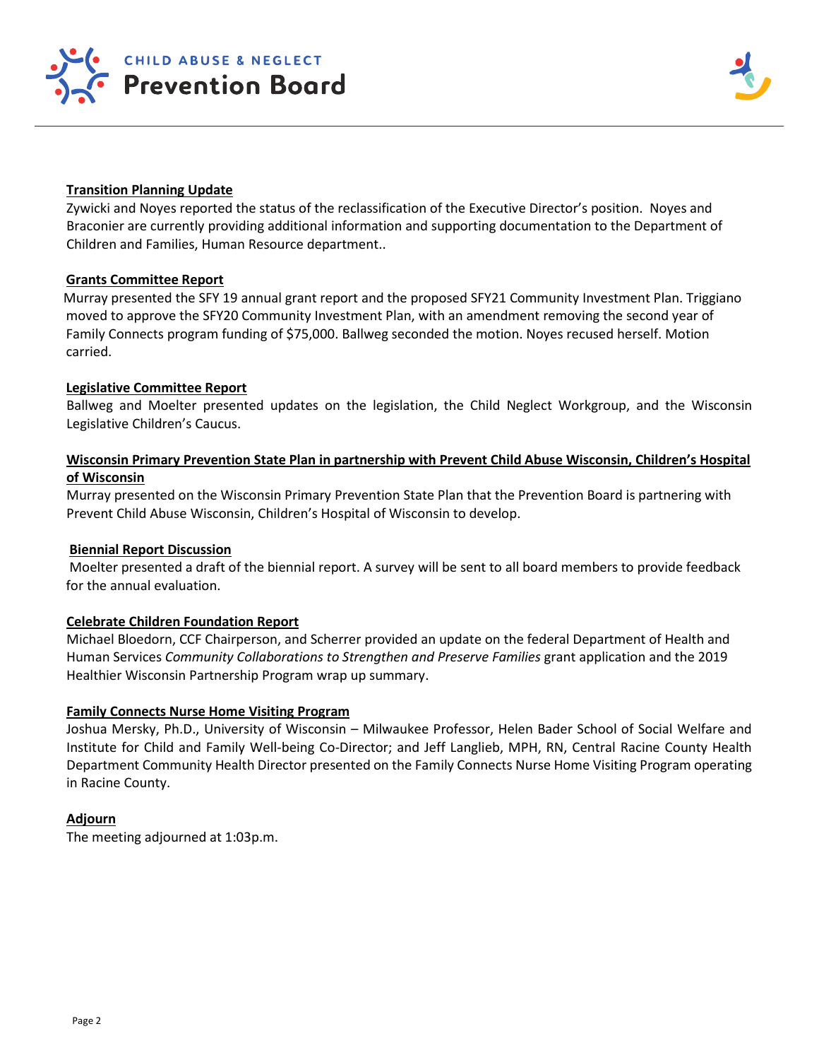**Transition Planning Update**

Zywicki and Noyes reported the status of the reclassification of the Executive Director's position. Noyes and Braconier are currently providing additional information and supporting documentation to the Department of Children and Families, Human Resource department..

**Grants Committee Report**

Murray presented the SFY 19 annual grant report and the proposed SFY21 Community Investment Plan. Triggiano moved to approve the SFY20 Community Investment Plan, with an amendment removing the second year of Family Connects program funding of $75,000. Ballweg seconded the motion. Noyes recused herself. Motion carried.

**Legislative Committee Report**

Ballweg and Moelter presented updates on the legislation, the Child Neglect Workgroup, and the Wisconsin Legislative Children's Caucus.

**Wisconsin Primary Prevention State Plan in partnership with Prevent Child Abuse Wisconsin, Children's Hospital of Wisconsin**

Murray presented on the Wisconsin Primary Prevention State Plan that the Prevention Board is partnering with Prevent Child Abuse Wisconsin, Children's Hospital of Wisconsin to develop.

**Biennial Report Discussion**

Moelter presented a draft of the biennial report. A survey will be sent to all board members to provide feedback for the annual evaluation.

**Celebrate Children Foundation Report**

Michael Bloedorn, CCF Chairperson, and Scherrer provided an update on the federal Department of Health and Human Services *Community Collaborations to Strengthen and Preserve Families* grant application and the 2019 Healthier Wisconsin Partnership Program wrap up summary.

**Family Connects Nurse Home Visiting Program**

Joshua Mersky, Ph.D., University of Wisconsin – Milwaukee Professor, Helen Bader School of Social Welfare and Institute for Child and Family Well-being Co-Director; and Jeff Langlieb, MPH, RN, Central Racine County Health Department Community Health Director presented on the Family Connects Nurse Home Visiting Program operating in Racine County.

**Adjourn**

The meeting adjourned at 1:03p.m.